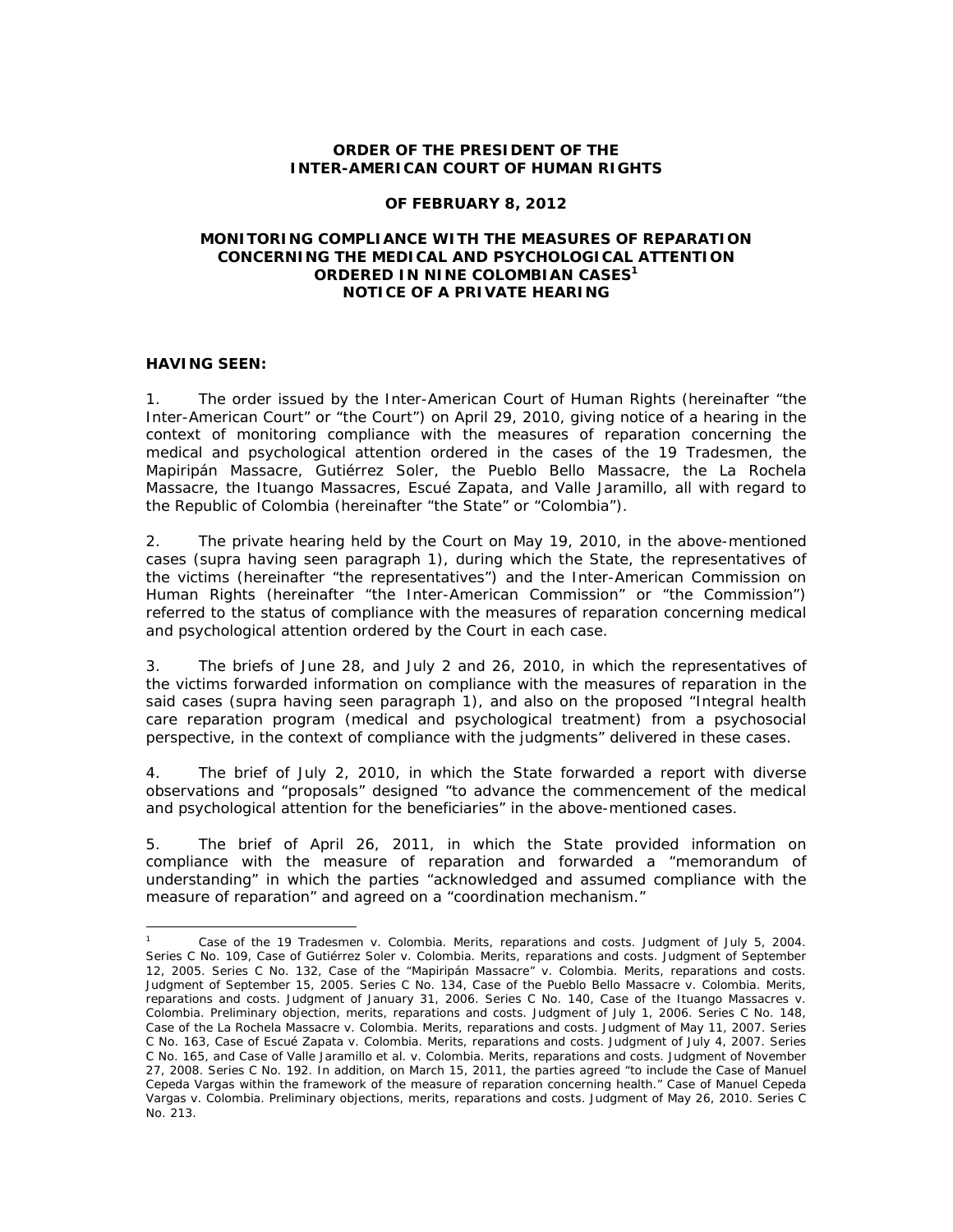**ORDER OF THE PRESIDENT OF THE INTER-AMERICAN COURT OF HUMAN RIGHTS**

**OF FEBRUARY 8, 2012**

**MONITORING COMPLIANCE WITH THE MEASURES OF REPARATION CONCERNING THE MEDICAL AND PSYCHOLOGICAL ATTENTION ORDERED IN NINE COLOMBIAN CASES[1]**
**NOTICE OF A PRIVATE HEARING**

**HAVING SEEN:**

1. The order issued by the Inter-American Court of Human Rights (hereinafter "the Inter-American Court" or "the Court") on April 29, 2010, giving notice of a hearing in the context of monitoring compliance with the measures of reparation concerning the medical and psychological attention ordered in the cases of the 19 Tradesmen, the Mapiripán Massacre, Gutiérrez Soler, the Pueblo Bello Massacre, the La Rochela Massacre, the Ituango Massacres, Escué Zapata, and Valle Jaramillo, all with regard to the Republic of Colombia (hereinafter "the State" or "Colombia").

2. The private hearing held by the Court on May 19, 2010, in the above-mentioned cases (supra having seen paragraph 1), during which the State, the representatives of the victims (hereinafter "the representatives") and the Inter-American Commission on Human Rights (hereinafter "the Inter-American Commission" or "the Commission") referred to the status of compliance with the measures of reparation concerning medical and psychological attention ordered by the Court in each case.

3. The briefs of June 28, and July 2 and 26, 2010, in which the representatives of the victims forwarded information on compliance with the measures of reparation in the said cases (supra having seen paragraph 1), and also on the proposed "Integral health care reparation program (medical and psychological treatment) from a psychosocial perspective, in the context of compliance with the judgments" delivered in these cases.

4. The brief of July 2, 2010, in which the State forwarded a report with diverse observations and "proposals" designed "to advance the commencement of the medical and psychological attention for the beneficiaries" in the above-mentioned cases.

5. The brief of April 26, 2011, in which the State provided information on compliance with the measure of reparation and forwarded a "memorandum of understanding" in which the parties "acknowledged and assumed compliance with the measure of reparation" and agreed on a "coordination mechanism."

---

[1] Case of the 19 Tradesmen v. Colombia. Merits, reparations and costs. Judgment of July 5, 2004. Series C No. 109, Case of Gutiérrez Soler v. Colombia. Merits, reparations and costs. Judgment of September 12, 2005. Series C No. 132, Case of the "Mapiripán Massacre" v. Colombia. Merits, reparations and costs. Judgment of September 15, 2005. Series C No. 134, Case of the Pueblo Bello Massacre v. Colombia. Merits, reparations and costs. Judgment of January 31, 2006. Series C No. 140, Case of the Ituango Massacres v. Colombia. Preliminary objection, merits, reparations and costs. Judgment of July 1, 2006. Series C No. 148, Case of the La Rochela Massacre v. Colombia. Merits, reparations and costs. Judgment of May 11, 2007. Series C No. 163, Case of Escué Zapata v. Colombia. Merits, reparations and costs. Judgment of July 4, 2007. Series C No. 165, and Case of Valle Jaramillo et al. v. Colombia. Merits, reparations and costs. Judgment of November 27, 2008. Series C No. 192. In addition, on March 15, 2011, the parties agreed "to include the Case of Manuel Cepeda Vargas within the framework of the measure of reparation concerning health." Case of Manuel Cepeda Vargas v. Colombia. Preliminary objections, merits, reparations and costs. Judgment of May 26, 2010. Series C No. 213.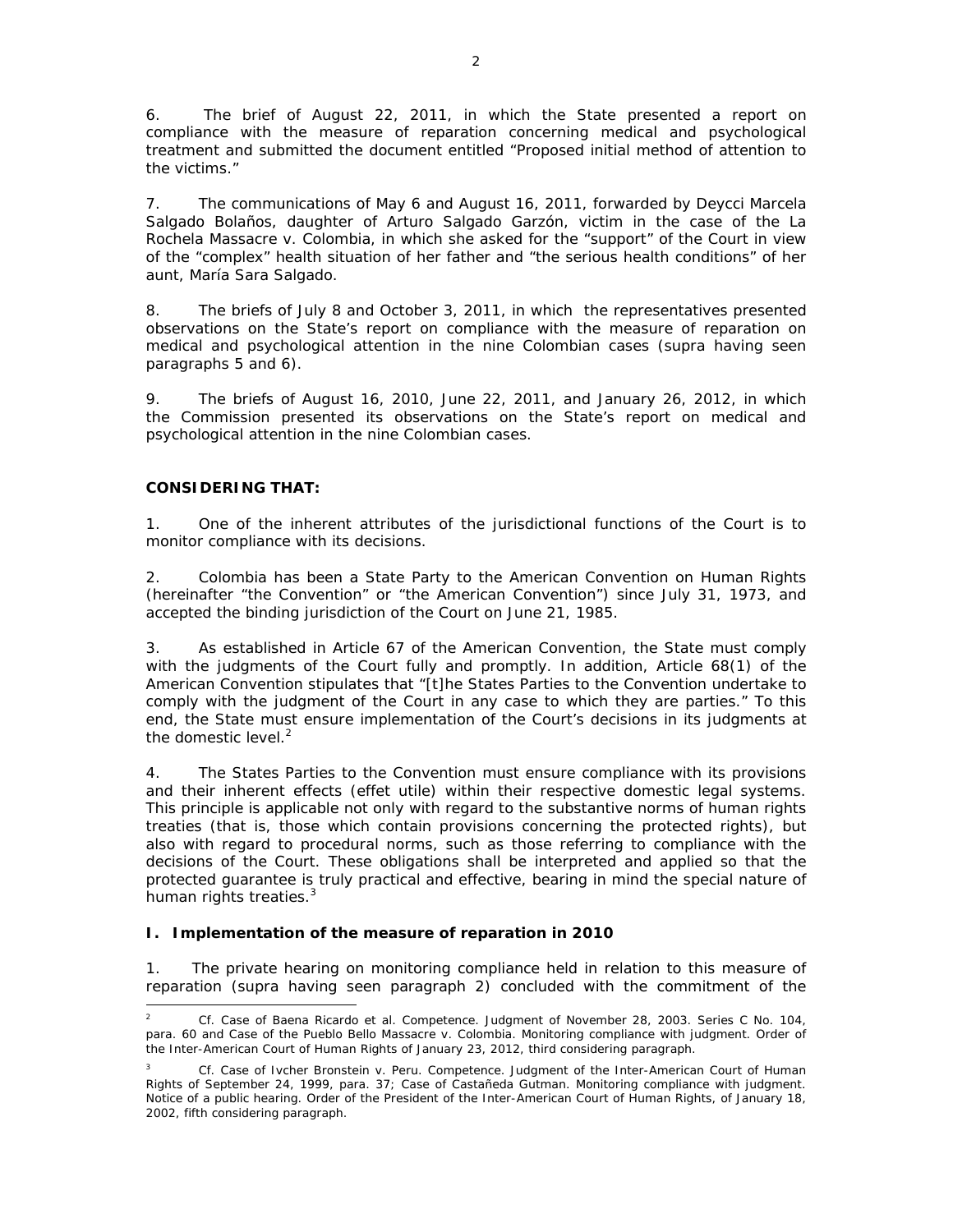6. The brief of August 22, 2011, in which the State presented a report on compliance with the measure of reparation concerning medical and psychological treatment and submitted the document entitled "Proposed initial method of attention to the victims."

7. The communications of May 6 and August 16, 2011, forwarded by Deycci Marcela Salgado Bolaños, daughter of Arturo Salgado Garzón, victim in the case of the La Rochela Massacre v. Colombia, in which she asked for the "support" of the Court in view of the "complex" health situation of her father and "the serious health conditions" of her aunt, María Sara Salgado.

8. The briefs of July 8 and October 3, 2011, in which the representatives presented observations on the State's report on compliance with the measure of reparation on medical and psychological attention in the nine Colombian cases (supra having seen paragraphs 5 and 6).

9. The briefs of August 16, 2010, June 22, 2011, and January 26, 2012, in which the Commission presented its observations on the State's report on medical and psychological attention in the nine Colombian cases.

**CONSIDERING THAT:**

1. One of the inherent attributes of the jurisdictional functions of the Court is to monitor compliance with its decisions.

2. Colombia has been a State Party to the American Convention on Human Rights (hereinafter "the Convention" or "the American Convention") since July 31, 1973, and accepted the binding jurisdiction of the Court on June 21, 1985.

3. As established in Article 67 of the American Convention, the State must comply with the judgments of the Court fully and promptly. In addition, Article 68(1) of the American Convention stipulates that "[t]he States Parties to the Convention undertake to comply with the judgment of the Court in any case to which they are parties." To this end, the State must ensure implementation of the Court's decisions in its judgments at the domestic level.[2]

4. The States Parties to the Convention must ensure compliance with its provisions and their inherent effects (effet utile) within their respective domestic legal systems. This principle is applicable not only with regard to the substantive norms of human rights treaties (that is, those which contain provisions concerning the protected rights), but also with regard to procedural norms, such as those referring to compliance with the decisions of the Court. These obligations shall be interpreted and applied so that the protected guarantee is truly practical and effective, bearing in mind the special nature of human rights treaties.[3]

**I. Implementation of the measure of reparation in 2010**

1. The private hearing on monitoring compliance held in relation to this measure of reparation (supra having seen paragraph 2) concluded with the commitment of the

---

[2] Cf. Case of Baena Ricardo et al. Competence. Judgment of November 28, 2003. Series C No. 104, para. 60 and Case of the Pueblo Bello Massacre v. Colombia. Monitoring compliance with judgment. Order of the Inter-American Court of Human Rights of January 23, 2012, third considering paragraph.

[3] Cf. Case of Ivcher Bronstein v. Peru. Competence. Judgment of the Inter-American Court of Human Rights of September 24, 1999, para. 37; Case of Castañeda Gutman. Monitoring compliance with judgment. Notice of a public hearing. Order of the President of the Inter-American Court of Human Rights, of January 18, 2002, fifth considering paragraph.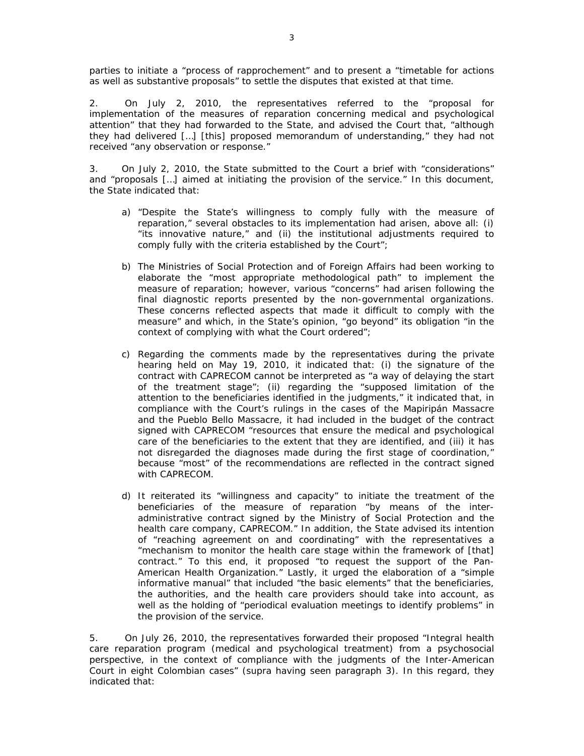parties to initiate a "process of rapprochement" and to present a "timetable for actions as well as substantive proposals" to settle the disputes that existed at that time.

2. On July 2, 2010, the representatives referred to the "proposal for implementation of the measures of reparation concerning medical and psychological attention" that they had forwarded to the State, and advised the Court that, "although they had delivered […] [this] proposed memorandum of understanding," they had not received "any observation or response."

3. On July 2, 2010, the State submitted to the Court a brief with "considerations" and "proposals […] aimed at initiating the provision of the service." In this document, the State indicated that:

a) "Despite the State's willingness to comply fully with the measure of reparation," several obstacles to its implementation had arisen, above all: (i) "its innovative nature," and (ii) the institutional adjustments required to comply fully with the criteria established by the Court";

b) The Ministries of Social Protection and of Foreign Affairs had been working to elaborate the "most appropriate methodological path" to implement the measure of reparation; however, various "concerns" had arisen following the final diagnostic reports presented by the non-governmental organizations. These concerns reflected aspects that made it difficult to comply with the measure" and which, in the State's opinion, "go beyond" its obligation "in the context of complying with what the Court ordered";

c) Regarding the comments made by the representatives during the private hearing held on May 19, 2010, it indicated that: (i) the signature of the contract with CAPRECOM cannot be interpreted as "a way of delaying the start of the treatment stage"; (ii) regarding the "supposed limitation of the attention to the beneficiaries identified in the judgments," it indicated that, in compliance with the Court's rulings in the cases of the Mapiripán Massacre and the Pueblo Bello Massacre, it had included in the budget of the contract signed with CAPRECOM "resources that ensure the medical and psychological care of the beneficiaries to the extent that they are identified, and (iii) it has not disregarded the diagnoses made during the first stage of coordination," because "most" of the recommendations are reflected in the contract signed with CAPRECOM.

d) It reiterated its "willingness and capacity" to initiate the treatment of the beneficiaries of the measure of reparation "by means of the inter-administrative contract signed by the Ministry of Social Protection and the health care company, CAPRECOM." In addition, the State advised its intention of "reaching agreement on and coordinating" with the representatives a "mechanism to monitor the health care stage within the framework of [that] contract." To this end, it proposed "to request the support of the Pan-American Health Organization." Lastly, it urged the elaboration of a "simple informative manual" that included "the basic elements" that the beneficiaries, the authorities, and the health care providers should take into account, as well as the holding of "periodical evaluation meetings to identify problems" in the provision of the service.

5. On July 26, 2010, the representatives forwarded their proposed "Integral health care reparation program (medical and psychological treatment) from a psychosocial perspective, in the context of compliance with the judgments of the Inter-American Court in eight Colombian cases" (supra having seen paragraph 3). In this regard, they indicated that: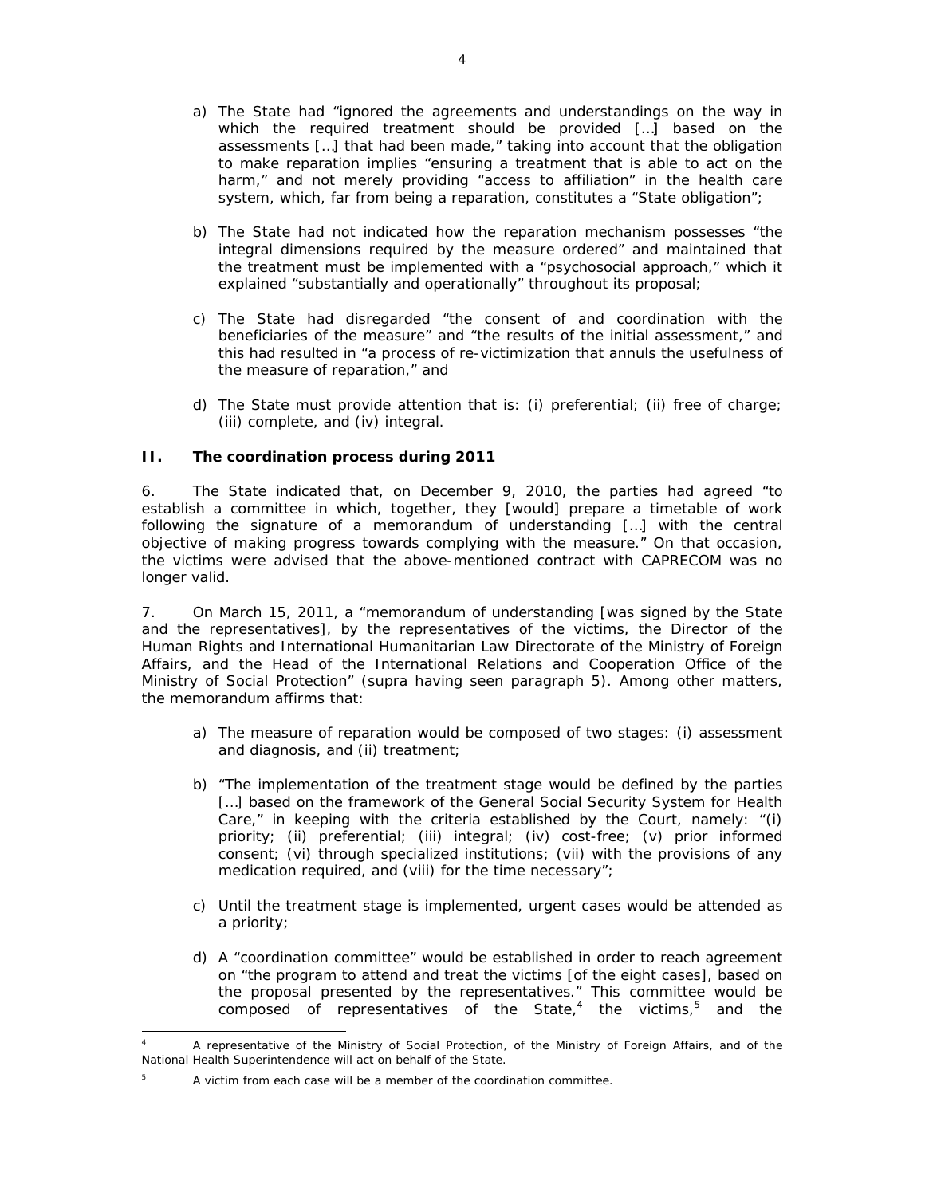a) The State had "ignored the agreements and understandings on the way in which the required treatment should be provided […] based on the assessments […] that had been made," taking into account that the obligation to make reparation implies "ensuring a treatment that is able to act on the harm," and not merely providing "access to affiliation" in the health care system, which, far from being a reparation, constitutes a "State obligation";

b) The State had not indicated how the reparation mechanism possesses "the integral dimensions required by the measure ordered" and maintained that the treatment must be implemented with a "psychosocial approach," which it explained "substantially and operationally" throughout its proposal;

c) The State had disregarded "the consent of and coordination with the beneficiaries of the measure" and "the results of the initial assessment," and this had resulted in "a process of re-victimization that annuls the usefulness of the measure of reparation," and

d) The State must provide attention that is: (i) preferential; (ii) free of charge; (iii) complete, and (iv) integral.

## II. The coordination process during 2011

6. The State indicated that, on December 9, 2010, the parties had agreed "to establish a committee in which, together, they [would] prepare a timetable of work following the signature of a memorandum of understanding […] with the central objective of making progress towards complying with the measure." On that occasion, the victims were advised that the above-mentioned contract with CAPRECOM was no longer valid.

7. On March 15, 2011, a "memorandum of understanding [was signed by the State and the representatives], by the representatives of the victims, the Director of the Human Rights and International Humanitarian Law Directorate of the Ministry of Foreign Affairs, and the Head of the International Relations and Cooperation Office of the Ministry of Social Protection" (*supra* having seen paragraph 5). Among other matters, the memorandum affirms that:

a) The measure of reparation would be composed of two stages: (i) assessment and diagnosis, and (ii) treatment;

b) "The implementation of the treatment stage would be defined by the parties […] based on the framework of the General Social Security System for Health Care," in keeping with the criteria established by the Court, namely: "(i) priority; (ii) preferential; (iii) integral; (iv) cost-free; (v) prior informed consent; (vi) through specialized institutions; (vii) with the provisions of any medication required, and (viii) for the time necessary";

c) Until the treatment stage is implemented, urgent cases would be attended as a priority;

d) A "coordination committee" would be established in order to reach agreement on "the program to attend and treat the victims [of the eight cases], based on the proposal presented by the representatives." This committee would be composed of representatives of the State,[4] the victims,[5] and the

[4] A representative of the Ministry of Social Protection, of the Ministry of Foreign Affairs, and of the National Health Superintendence will act on behalf of the State.

[5] A victim from each case will be a member of the coordination committee.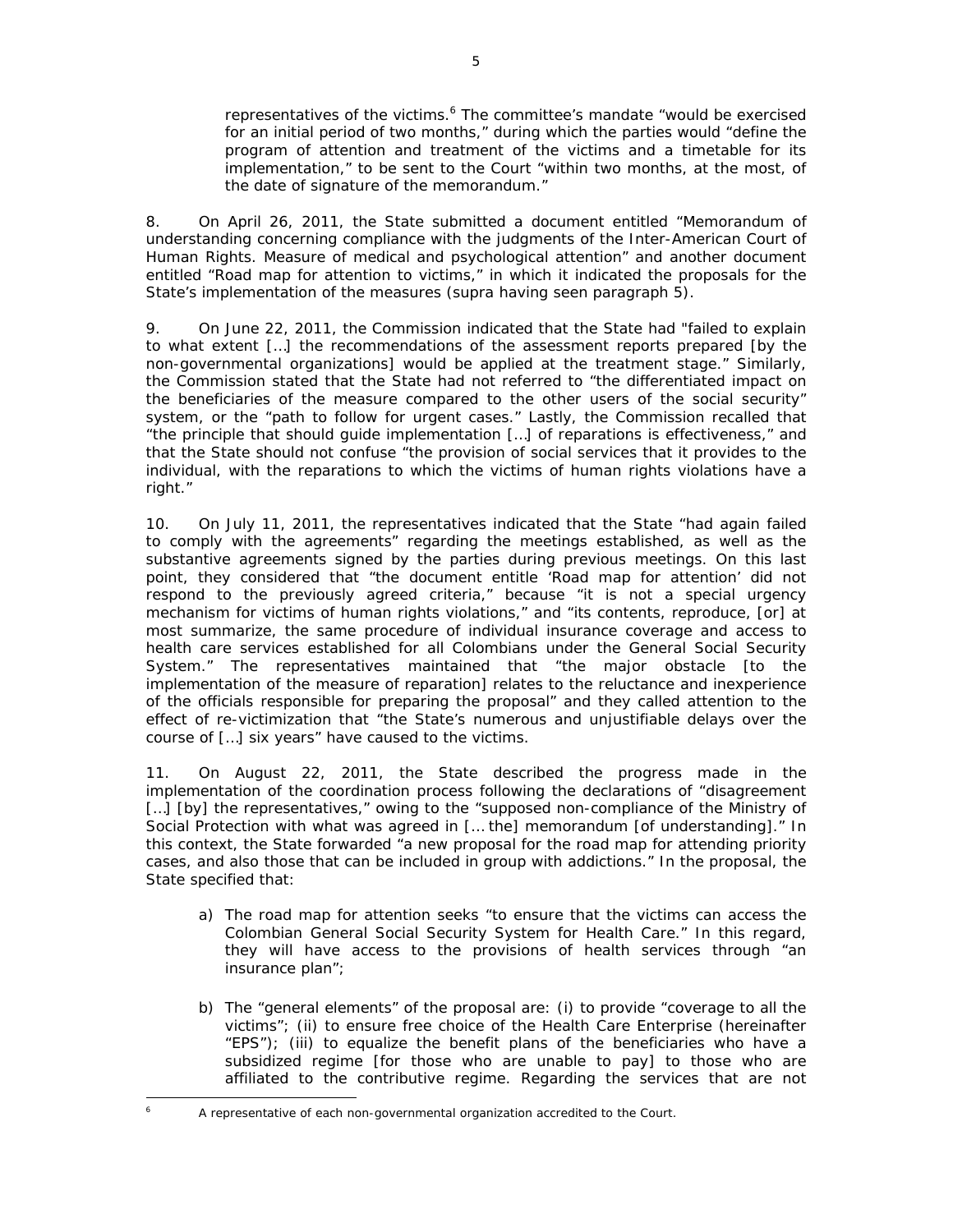representatives of the victims.[6] The committee's mandate "would be exercised for an initial period of two months," during which the parties would "define the program of attention and treatment of the victims and a timetable for its implementation," to be sent to the Court "within two months, at the most, of the date of signature of the memorandum."

8. On April 26, 2011, the State submitted a document entitled "Memorandum of understanding concerning compliance with the judgments of the Inter-American Court of Human Rights. Measure of medical and psychological attention" and another document entitled "Road map for attention to victims," in which it indicated the proposals for the State's implementation of the measures (*supra* having seen paragraph 5).

9. On June 22, 2011, the Commission indicated that the State had "failed to explain to what extent […] the recommendations of the assessment reports prepared [by the non-governmental organizations] would be applied at the treatment stage." Similarly, the Commission stated that the State had not referred to "the differentiated impact on the beneficiaries of the measure compared to the other users of the social security" system, or the "path to follow for urgent cases." Lastly, the Commission recalled that "the principle that should guide implementation […] of reparations is effectiveness," and that the State should not confuse "the provision of social services that it provides to the individual, with the reparations to which the victims of human rights violations have a right."

10. On July 11, 2011, the representatives indicated that the State "had again failed to comply with the agreements" regarding the meetings established, as well as the substantive agreements signed by the parties during previous meetings. On this last point, they considered that "the document entitle 'Road map for attention' did not respond to the previously agreed criteria," because "it is not a special urgency mechanism for victims of human rights violations," and "its contents, reproduce, [or] at most summarize, the same procedure of individual insurance coverage and access to health care services established for all Colombians under the General Social Security System." The representatives maintained that "the major obstacle [to the implementation of the measure of reparation] relates to the reluctance and inexperience of the officials responsible for preparing the proposal" and they called attention to the effect of re-victimization that "the State's numerous and unjustifiable delays over the course of […] six years" have caused to the victims.

11. On August 22, 2011, the State described the progress made in the implementation of the coordination process following the declarations of "disagreement […] [by] the representatives," owing to the "supposed non-compliance of the Ministry of Social Protection with what was agreed in [… the] memorandum [of understanding]." In this context, the State forwarded "a new proposal for the road map for attending priority cases, and also those that can be included in group with addictions." In the proposal, the State specified that:

a) The road map for attention seeks "to ensure that the victims can access the Colombian General Social Security System for Health Care." In this regard, they will have access to the provisions of health services through "an insurance plan";

b) The "general elements" of the proposal are: (i) to provide "coverage to all the victims"; (ii) to ensure free choice of the Health Care Enterprise (hereinafter "EPS"); (iii) to equalize the benefit plans of the beneficiaries who have a subsidized regime [for those who are unable to pay] to those who are affiliated to the contributive regime. Regarding the services that are not

[6] A representative of each non-governmental organization accredited to the Court.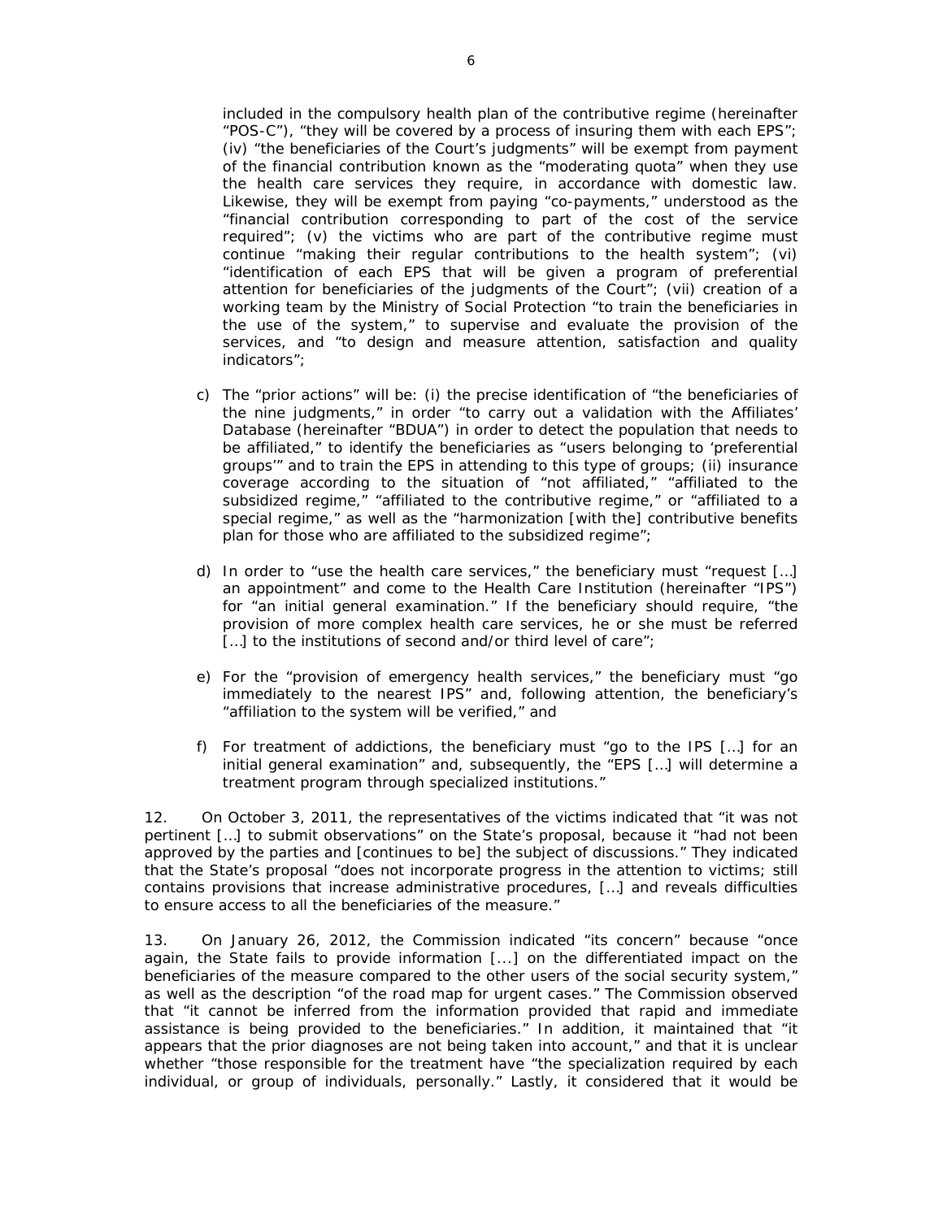included in the compulsory health plan of the contributive regime (hereinafter "POS-C"), "they will be covered by a process of insuring them with each EPS"; (iv) "the beneficiaries of the Court's judgments" will be exempt from payment of the financial contribution known as the "moderating quota" when they use the health care services they require, in accordance with domestic law. Likewise, they will be exempt from paying "co-payments," understood as the "financial contribution corresponding to part of the cost of the service required"; (v) the victims who are part of the contributive regime must continue "making their regular contributions to the health system"; (vi) "identification of each EPS that will be given a program of preferential attention for beneficiaries of the judgments of the Court"; (vii) creation of a working team by the Ministry of Social Protection "to train the beneficiaries in the use of the system," to supervise and evaluate the provision of the services, and "to design and measure attention, satisfaction and quality indicators";

c) The "prior actions" will be: (i) the precise identification of "the beneficiaries of the nine judgments," in order "to carry out a validation with the Affiliates' Database (hereinafter "BDUA") in order to detect the population that needs to be affiliated," to identify the beneficiaries as "users belonging to 'preferential groups'" and to train the EPS in attending to this type of groups; (ii) insurance coverage according to the situation of "not affiliated," "affiliated to the subsidized regime," "affiliated to the contributive regime," or "affiliated to a special regime," as well as the "harmonization [with the] contributive benefits plan for those who are affiliated to the subsidized regime";

d) In order to "use the health care services," the beneficiary must "request […] an appointment" and come to the Health Care Institution (hereinafter "IPS") for "an initial general examination." If the beneficiary should require, "the provision of more complex health care services, he or she must be referred […] to the institutions of second and/or third level of care";

e) For the "provision of emergency health services," the beneficiary must "go immediately to the nearest IPS" and, following attention, the beneficiary's "affiliation to the system will be verified," and

f) For treatment of addictions, the beneficiary must "go to the IPS […] for an initial general examination" and, subsequently, the "EPS […] will determine a treatment program through specialized institutions."

12. On October 3, 2011, the representatives of the victims indicated that "it was not pertinent […] to submit observations" on the State's proposal, because it "had not been approved by the parties and [continues to be] the subject of discussions." They indicated that the State's proposal "does not incorporate progress in the attention to victims; still contains provisions that increase administrative procedures, […] and reveals difficulties to ensure access to all the beneficiaries of the measure."

13. On January 26, 2012, the Commission indicated "its concern" because "once again, the State fails to provide information [...] on the differentiated impact on the beneficiaries of the measure compared to the other users of the social security system," as well as the description "of the road map for urgent cases." The Commission observed that "it cannot be inferred from the information provided that rapid and immediate assistance is being provided to the beneficiaries." In addition, it maintained that "it appears that the prior diagnoses are not being taken into account," and that it is unclear whether "those responsible for the treatment have "the specialization required by each individual, or group of individuals, personally." Lastly, it considered that it would be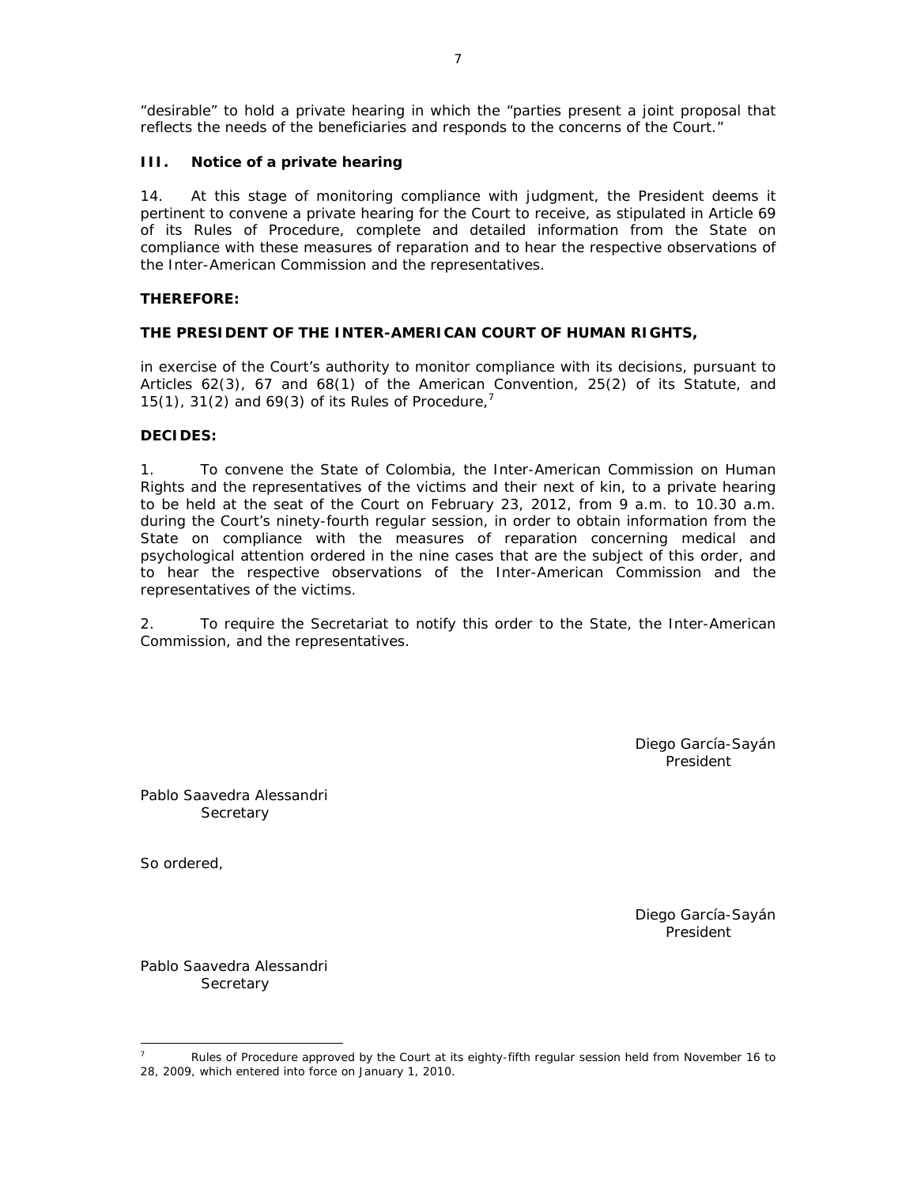"desirable" to hold a private hearing in which the "parties present a joint proposal that reflects the needs of the beneficiaries and responds to the concerns of the Court."

## III. Notice of a private hearing

14. At this stage of monitoring compliance with judgment, the President deems it pertinent to convene a private hearing for the Court to receive, as stipulated in Article 69 of its Rules of Procedure, complete and detailed information from the State on compliance with these measures of reparation and to hear the respective observations of the Inter-American Commission and the representatives.

**THEREFORE:**

**THE PRESIDENT OF THE INTER-AMERICAN COURT OF HUMAN RIGHTS,**

in exercise of the Court's authority to monitor compliance with its decisions, pursuant to Articles 62(3), 67 and 68(1) of the American Convention, 25(2) of its Statute, and 15(1), 31(2) and 69(3) of its Rules of Procedure,[7]

**DECIDES:**

1. To convene the State of Colombia, the Inter-American Commission on Human Rights and the representatives of the victims and their next of kin, to a private hearing to be held at the seat of the Court on February 23, 2012, from 9 a.m. to 10.30 a.m. during the Court's ninety-fourth regular session, in order to obtain information from the State on compliance with the measures of reparation concerning medical and psychological attention ordered in the nine cases that are the subject of this order, and to hear the respective observations of the Inter-American Commission and the representatives of the victims.

2. To require the Secretariat to notify this order to the State, the Inter-American Commission, and the representatives.

Diego García-Sayán
President

Pablo Saavedra Alessandri
Secretary

So ordered,

Diego García-Sayán
President

Pablo Saavedra Alessandri
Secretary

---

[7] Rules of Procedure approved by the Court at its eighty-fifth regular session held from November 16 to 28, 2009, which entered into force on January 1, 2010.